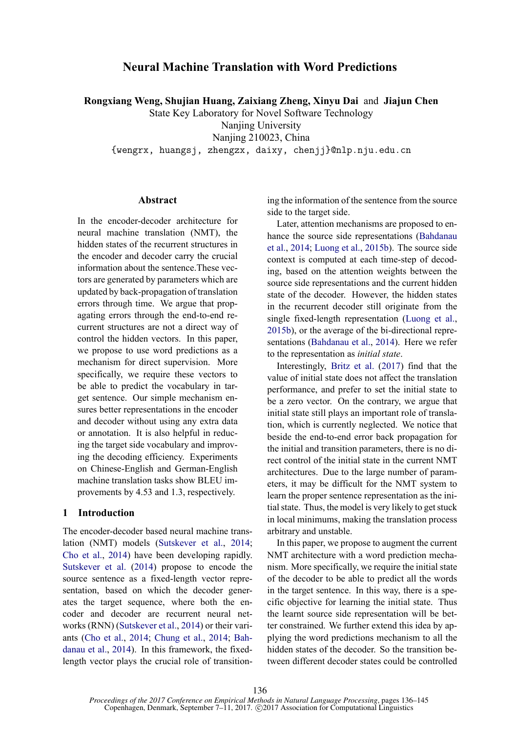# Neural Machine Translation with Word Predictions

**Rongxiang Weng, Shujian Huang, Zaixiang Zheng, Xinyu Dai** and **Jiajun Chen**
State Key Laboratory for Novel Software Technology
Nanjing University
Nanjing 210023, China
{wengrx, huangsj, zhengzx, daixy, chenjj}@nlp.nju.edu.cn

## Abstract

In the encoder-decoder architecture for neural machine translation (NMT), the hidden states of the recurrent structures in the encoder and decoder carry the crucial information about the sentence.These vectors are generated by parameters which are updated by back-propagation of translation errors through time. We argue that propagating errors through the end-to-end recurrent structures are not a direct way of control the hidden vectors. In this paper, we propose to use word predictions as a mechanism for direct supervision. More specifically, we require these vectors to be able to predict the vocabulary in target sentence. Our simple mechanism ensures better representations in the encoder and decoder without using any extra data or annotation. It is also helpful in reducing the target side vocabulary and improving the decoding efficiency. Experiments on Chinese-English and German-English machine translation tasks show BLEU improvements by 4.53 and 1.3, respectively.

## 1 Introduction

The encoder-decoder based neural machine translation (NMT) models (Sutskever et al., 2014; Cho et al., 2014) have been developing rapidly. Sutskever et al. (2014) propose to encode the source sentence as a fixed-length vector representation, based on which the decoder generates the target sequence, where both the encoder and decoder are recurrent neural networks (RNN) (Sutskever et al., 2014) or their variants (Cho et al., 2014; Chung et al., 2014; Bahdanau et al., 2014). In this framework, the fixed-length vector plays the crucial role of transitioning the information of the sentence from the source side to the target side.

Later, attention mechanisms are proposed to enhance the source side representations (Bahdanau et al., 2014; Luong et al., 2015b). The source side context is computed at each time-step of decoding, based on the attention weights between the source side representations and the current hidden state of the decoder. However, the hidden states in the recurrent decoder still originate from the single fixed-length representation (Luong et al., 2015b), or the average of the bi-directional representations (Bahdanau et al., 2014). Here we refer to the representation as *initial state*.

Interestingly, Britz et al. (2017) find that the value of initial state does not affect the translation performance, and prefer to set the initial state to be a zero vector. On the contrary, we argue that initial state still plays an important role of translation, which is currently neglected. We notice that beside the end-to-end error back propagation for the initial and transition parameters, there is no direct control of the initial state in the current NMT architectures. Due to the large number of parameters, it may be difficult for the NMT system to learn the proper sentence representation as the initial state. Thus, the model is very likely to get stuck in local minimums, making the translation process arbitrary and unstable.

In this paper, we propose to augment the current NMT architecture with a word prediction mechanism. More specifically, we require the initial state of the decoder to be able to predict all the words in the target sentence. In this way, there is a specific objective for learning the initial state. Thus the learnt source side representation will be better constrained. We further extend this idea by applying the word predictions mechanism to all the hidden states of the decoder. So the transition between different decoder states could be controlled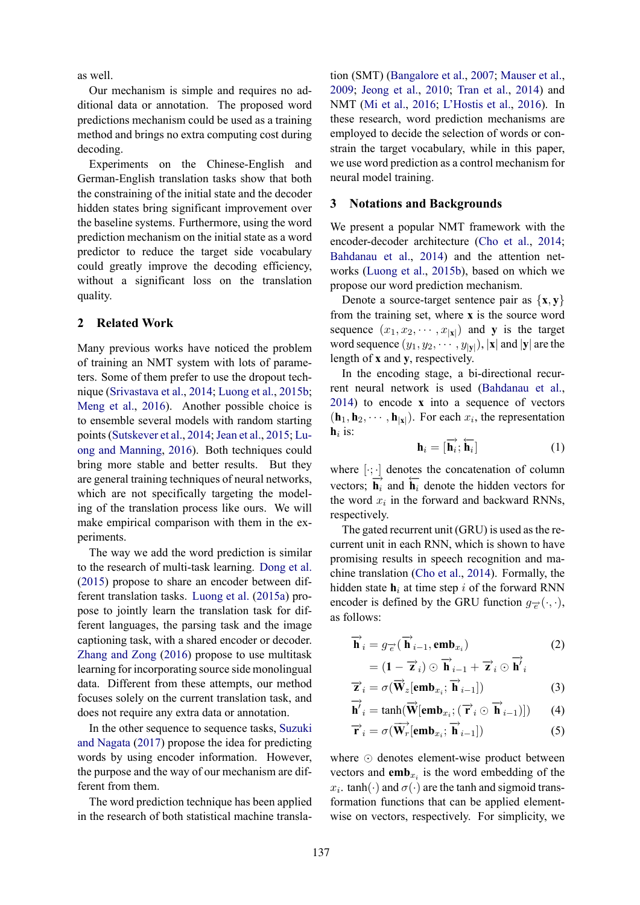as well.

Our mechanism is simple and requires no additional data or annotation. The proposed word predictions mechanism could be used as a training method and brings no extra computing cost during decoding.

Experiments on the Chinese-English and German-English translation tasks show that both the constraining of the initial state and the decoder hidden states bring significant improvement over the baseline systems. Furthermore, using the word prediction mechanism on the initial state as a word predictor to reduce the target side vocabulary could greatly improve the decoding efficiency, without a significant loss on the translation quality.

## 2 Related Work

Many previous works have noticed the problem of training an NMT system with lots of parameters. Some of them prefer to use the dropout technique (Srivastava et al., 2014; Luong et al., 2015b; Meng et al., 2016). Another possible choice is to ensemble several models with random starting points (Sutskever et al., 2014; Jean et al., 2015; Luong and Manning, 2016). Both techniques could bring more stable and better results. But they are general training techniques of neural networks, which are not specifically targeting the modeling of the translation process like ours. We will make empirical comparison with them in the experiments.

The way we add the word prediction is similar to the research of multi-task learning. Dong et al. (2015) propose to share an encoder between different translation tasks. Luong et al. (2015a) propose to jointly learn the translation task for different languages, the parsing task and the image captioning task, with a shared encoder or decoder. Zhang and Zong (2016) propose to use multitask learning for incorporating source side monolingual data. Different from these attempts, our method focuses solely on the current translation task, and does not require any extra data or annotation.

In the other sequence to sequence tasks, Suzuki and Nagata (2017) propose the idea for predicting words by using encoder information. However, the purpose and the way of our mechanism are different from them.

The word prediction technique has been applied in the research of both statistical machine translation (SMT) (Bangalore et al., 2007; Mauser et al., 2009; Jeong et al., 2010; Tran et al., 2014) and NMT (Mi et al., 2016; L'Hostis et al., 2016). In these research, word prediction mechanisms are employed to decide the selection of words or constrain the target vocabulary, while in this paper, we use word prediction as a control mechanism for neural model training.

## 3 Notations and Backgrounds

We present a popular NMT framework with the encoder-decoder architecture (Cho et al., 2014; Bahdanau et al., 2014) and the attention networks (Luong et al., 2015b), based on which we propose our word prediction mechanism.

Denote a source-target sentence pair as $\{\mathbf{x}, \mathbf{y}\}$ from the training set, where $\mathbf{x}$ is the source word sequence $(x_1, x_2, \cdots, x_{|\mathbf{x}|})$ and $\mathbf{y}$ is the target word sequence $(y_1, y_2, \cdots, y_{|\mathbf{y}|})$, $|\mathbf{x}|$ and $|\mathbf{y}|$ are the length of $\mathbf{x}$ and $\mathbf{y}$, respectively.

In the encoding stage, a bi-directional recurrent neural network is used (Bahdanau et al., 2014) to encode $\mathbf{x}$ into a sequence of vectors $(\mathbf{h}_1, \mathbf{h}_2, \cdots, \mathbf{h}_{|\mathbf{x}|})$. For each $x_i$, the representation $\mathbf{h}_i$ is:

$$\mathbf{h}_i = [\overrightarrow{\mathbf{h}}_i; \overleftarrow{\mathbf{h}}_i] \tag{1}$$

where $[\cdot;\cdot]$ denotes the concatenation of column vectors; $\overrightarrow{\mathbf{h}}_i$ and $\overleftarrow{\mathbf{h}}_i$ denote the hidden vectors for the word $x_i$ in the forward and backward RNNs, respectively.

The gated recurrent unit (GRU) is used as the recurrent unit in each RNN, which is shown to have promising results in speech recognition and machine translation (Cho et al., 2014). Formally, the hidden state $\mathbf{h}_i$ at time step $i$ of the forward RNN encoder is defined by the GRU function $g_{\overrightarrow{e}}(\cdot, \cdot)$, as follows:

$$\begin{aligned}\overrightarrow{\mathbf{h}}_i &= g_{\overrightarrow{e}}(\overrightarrow{\mathbf{h}}_{i-1}, \mathbf{emb}_{x_i}) \\ &= (\mathbf{1} - \overrightarrow{\mathbf{z}}_i) \odot \overrightarrow{\mathbf{h}}_{i-1} + \overrightarrow{\mathbf{z}}_i \odot \overrightarrow{\mathbf{h}}'_i\end{aligned} \tag{2}$$

$$\overrightarrow{\mathbf{z}}_i = \sigma(\overrightarrow{\mathbf{W}}_z[\mathbf{emb}_{x_i}; \overrightarrow{\mathbf{h}}_{i-1}]) \tag{3}$$

$$\overrightarrow{\mathbf{h}}'_i = \tanh(\overrightarrow{\mathbf{W}}[\mathbf{emb}_{x_i}; (\overrightarrow{\mathbf{r}}_i \odot \overrightarrow{\mathbf{h}}_{i-1})]) \tag{4}$$

$$\overrightarrow{\mathbf{r}}_i = \sigma(\overrightarrow{\mathbf{W}}_r[\mathbf{emb}_{x_i}; \overrightarrow{\mathbf{h}}_{i-1}]) \tag{5}$$

where $\odot$ denotes element-wise product between vectors and $\mathbf{emb}_{x_i}$ is the word embedding of the $x_i$. $\tanh(\cdot)$ and $\sigma(\cdot)$ are the tanh and sigmoid transformation functions that can be applied element-wise on vectors, respectively. For simplicity, we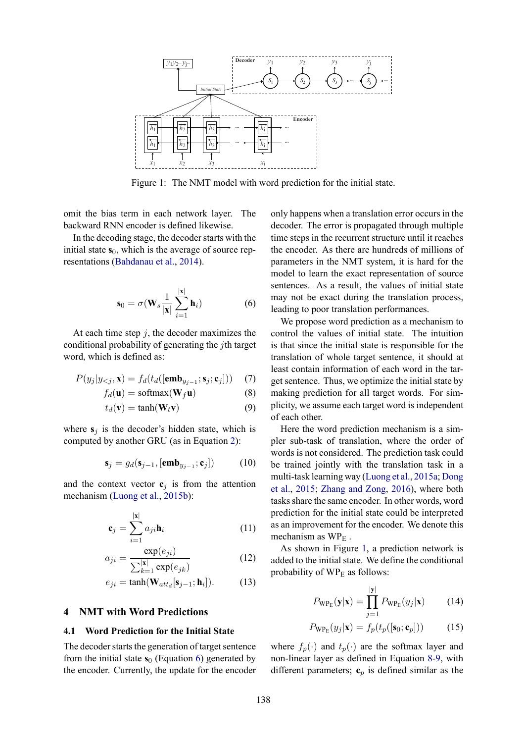Figure 1: The NMT model with word prediction for the initial state.

omit the bias term in each network layer. The backward RNN encoder is defined likewise.

In the decoding stage, the decoder starts with the initial state $\mathbf{s}_0$, which is the average of source representations (Bahdanau et al., 2014).

$$\mathbf{s}_0 = \sigma(\mathbf{W}_s \frac{1}{|\mathbf{x}|} \sum_{i=1}^{|\mathbf{x}|} \mathbf{h}_i) \tag{6}$$

At each time step $j$, the decoder maximizes the conditional probability of generating the $j$th target word, which is defined as:

$$P(y_j | y_{<j}, \mathbf{x}) = f_d(t_d([\mathbf{emb}_{y_{j-1}}; \mathbf{s}_j; \mathbf{c}_j])) \tag{7}$$

$$f_d(\mathbf{u}) = \text{softmax}(\mathbf{W}_f \mathbf{u}) \tag{8}$$

$$t_d(\mathbf{v}) = \tanh(\mathbf{W}_t \mathbf{v}) \tag{9}$$

where $\mathbf{s}_j$ is the decoder's hidden state, which is computed by another GRU (as in Equation 2):

$$\mathbf{s}_j = g_d(\mathbf{s}_{j-1}, [\mathbf{emb}_{y_{j-1}}; \mathbf{c}_j]) \tag{10}$$

and the context vector $\mathbf{c}_j$ is from the attention mechanism (Luong et al., 2015b):

$$\mathbf{c}_j = \sum_{i=1}^{|\mathbf{x}|} a_{ji} \mathbf{h}_i \tag{11}$$

$$a_{ji} = \frac{\exp(e_{ji})}{\sum_{k=1}^{|\mathbf{x}|} \exp(e_{jk})} \tag{12}$$

$$e_{ji} = \tanh(\mathbf{W}_{att_d} [\mathbf{s}_{j-1}; \mathbf{h}_i]). \tag{13}$$

## 4 NMT with Word Predictions

### 4.1 Word Prediction for the Initial State

The decoder starts the generation of target sentence from the initial state $\mathbf{s}_0$ (Equation 6) generated by the encoder. Currently, the update for the encoder only happens when a translation error occurs in the decoder. The error is propagated through multiple time steps in the recurrent structure until it reaches the encoder. As there are hundreds of millions of parameters in the NMT system, it is hard for the model to learn the exact representation of source sentences. As a result, the values of initial state may not be exact during the translation process, leading to poor translation performances.

We propose word prediction as a mechanism to control the values of initial state. The intuition is that since the initial state is responsible for the translation of whole target sentence, it should at least contain information of each word in the target sentence. Thus, we optimize the initial state by making prediction for all target words. For simplicity, we assume each target word is independent of each other.

Here the word prediction mechanism is a simpler sub-task of translation, where the order of words is not considered. The prediction task could be trained jointly with the translation task in a multi-task learning way (Luong et al., 2015a; Dong et al., 2015; Zhang and Zong, 2016), where both tasks share the same encoder. In other words, word prediction for the initial state could be interpreted as an improvement for the encoder. We denote this mechanism as $\text{WP}_\text{E}$ .

As shown in Figure 1, a prediction network is added to the initial state. We define the conditional probability of $\text{WP}_\text{E}$ as follows:

$$P_{\text{WP}_\text{E}}(\mathbf{y}|\mathbf{x}) = \prod_{j=1}^{|\mathbf{y}|} P_{\text{WP}_\text{E}}(y_j|\mathbf{x}) \tag{14}$$

$$P_{\text{WP}_\text{E}}(y_j|\mathbf{x}) = f_p(t_p([\mathbf{s}_0; \mathbf{c}_p])) \tag{15}$$

where $f_p(\cdot)$ and $t_p(\cdot)$ are the softmax layer and non-linear layer as defined in Equation 8-9, with different parameters; $\mathbf{c}_p$ is defined similar as the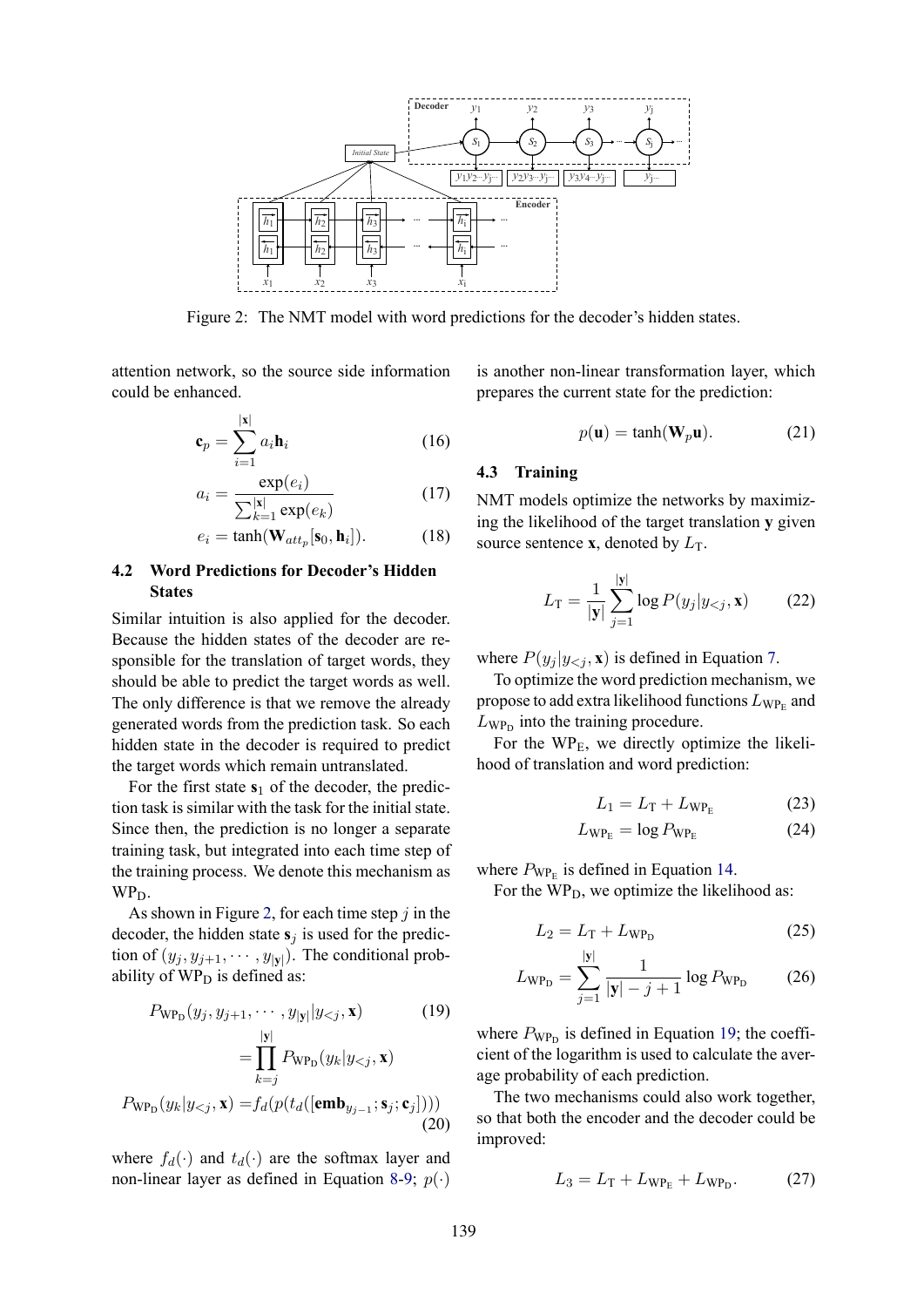Figure 2: The NMT model with word predictions for the decoder's hidden states.

attention network, so the source side information could be enhanced.

$$\mathbf{c}_p = \sum_{i=1}^{|\mathbf{x}|} a_i \mathbf{h}_i \tag{16}$$

$$a_i = \frac{\exp(e_i)}{\sum_{k=1}^{|\mathbf{x}|} \exp(e_k)} \tag{17}$$

$$e_i = \tanh(\mathbf{W}_{att_p}[\mathbf{s}_0, \mathbf{h}_i]). \tag{18}$$

### 4.2 Word Predictions for Decoder's Hidden States

Similar intuition is also applied for the decoder. Because the hidden states of the decoder are responsible for the translation of target words, they should be able to predict the target words as well. The only difference is that we remove the already generated words from the prediction task. So each hidden state in the decoder is required to predict the target words which remain untranslated.

For the first state $\mathbf{s}_1$ of the decoder, the prediction task is similar with the task for the initial state. Since then, the prediction is no longer a separate training task, but integrated into each time step of the training process. We denote this mechanism as $\text{WP}_\text{D}$.

As shown in Figure 2, for each time step $j$ in the decoder, the hidden state $\mathbf{s}_j$ is used for the prediction of $(y_j, y_{j+1}, \cdots, y_{|\mathbf{y}|})$. The conditional probability of $\text{WP}_\text{D}$ is defined as:

$$P_{\text{WP}_\text{D}}(y_j, y_{j+1}, \cdots, y_{|\mathbf{y}|}|y_{<j}, \mathbf{x}) = \prod_{k=j}^{|\mathbf{y}|} P_{\text{WP}_\text{D}}(y_k|y_{<j}, \mathbf{x}) \tag{19}$$

$$P_{\text{WP}_\text{D}}(y_k|y_{<j}, \mathbf{x}) = f_d(p(t_d([\mathbf{emb}_{y_{j-1}}; \mathbf{s}_j; \mathbf{c}_j]))) \tag{20}$$

where $f_d(\cdot)$ and $t_d(\cdot)$ are the softmax layer and non-linear layer as defined in Equation 8-9; $p(\cdot)$ is another non-linear transformation layer, which prepares the current state for the prediction:

$$p(\mathbf{u}) = \tanh(\mathbf{W}_p \mathbf{u}). \tag{21}$$

### 4.3 Training

NMT models optimize the networks by maximizing the likelihood of the target translation $\mathbf{y}$ given source sentence $\mathbf{x}$, denoted by $L_\text{T}$.

$$L_\text{T} = \frac{1}{|\mathbf{y}|} \sum_{j=1}^{|\mathbf{y}|} \log P(y_j|y_{<j}, \mathbf{x}) \tag{22}$$

where $P(y_j|y_{<j}, \mathbf{x})$ is defined in Equation 7.

To optimize the word prediction mechanism, we propose to add extra likelihood functions $L_{\text{WP}_\text{E}}$ and $L_{\text{WP}_\text{D}}$ into the training procedure.

For the $\text{WP}_\text{E}$, we directly optimize the likelihood of translation and word prediction:

$$L_1 = L_\text{T} + L_{\text{WP}_\text{E}} \tag{23}$$

$$L_{\text{WP}_\text{E}} = \log P_{\text{WP}_\text{E}} \tag{24}$$

where $P_{\text{WP}_\text{E}}$ is defined in Equation 14.

For the $\text{WP}_\text{D}$, we optimize the likelihood as:

$$L_2 = L_\text{T} + L_{\text{WP}_\text{D}} \tag{25}$$

$$L_{\text{WP}_\text{D}} = \sum_{j=1}^{|\mathbf{y}|} \frac{1}{|\mathbf{y}| - j + 1} \log P_{\text{WP}_\text{D}} \tag{26}$$

where $P_{\text{WP}_\text{D}}$ is defined in Equation 19; the coefficient of the logarithm is used to calculate the average probability of each prediction.

The two mechanisms could also work together, so that both the encoder and the decoder could be improved:

$$L_3 = L_\text{T} + L_{\text{WP}_\text{E}} + L_{\text{WP}_\text{D}}. \tag{27}$$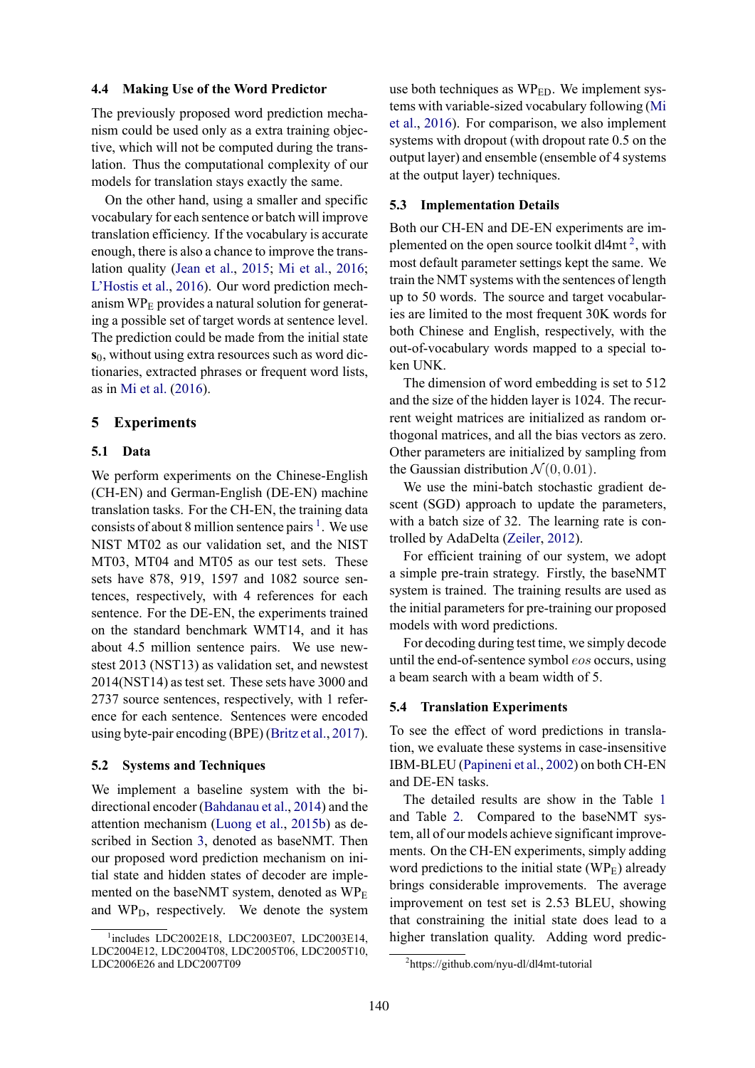### 4.4 Making Use of the Word Predictor

The previously proposed word prediction mechanism could be used only as a extra training objective, which will not be computed during the translation. Thus the computational complexity of our models for translation stays exactly the same.

On the other hand, using a smaller and specific vocabulary for each sentence or batch will improve translation efficiency. If the vocabulary is accurate enough, there is also a chance to improve the translation quality (Jean et al., 2015; Mi et al., 2016; L'Hostis et al., 2016). Our word prediction mechanism $\text{WP}_\text{E}$ provides a natural solution for generating a possible set of target words at sentence level. The prediction could be made from the initial state $\mathbf{s}_0$, without using extra resources such as word dictionaries, extracted phrases or frequent word lists, as in Mi et al. (2016).

## 5 Experiments

### 5.1 Data

We perform experiments on the Chinese-English (CH-EN) and German-English (DE-EN) machine translation tasks. For the CH-EN, the training data consists of about 8 million sentence pairs [1]. We use NIST MT02 as our validation set, and the NIST MT03, MT04 and MT05 as our test sets. These sets have 878, 919, 1597 and 1082 source sentences, respectively, with 4 references for each sentence. For the DE-EN, the experiments trained on the standard benchmark WMT14, and it has about 4.5 million sentence pairs. We use newstest 2013 (NST13) as validation set, and newstest 2014(NST14) as test set. These sets have 3000 and 2737 source sentences, respectively, with 1 reference for each sentence. Sentences were encoded using byte-pair encoding (BPE) (Britz et al., 2017).

### 5.2 Systems and Techniques

We implement a baseline system with the bi-directional encoder (Bahdanau et al., 2014) and the attention mechanism (Luong et al., 2015b) as described in Section 3, denoted as baseNMT. Then our proposed word prediction mechanism on initial state and hidden states of decoder are implemented on the baseNMT system, denoted as $\text{WP}_\text{E}$ and $\text{WP}_\text{D}$, respectively. We denote the system use both techniques as $\text{WP}_\text{ED}$. We implement systems with variable-sized vocabulary following (Mi et al., 2016). For comparison, we also implement systems with dropout (with dropout rate 0.5 on the output layer) and ensemble (ensemble of 4 systems at the output layer) techniques.

### 5.3 Implementation Details

Both our CH-EN and DE-EN experiments are implemented on the open source toolkit dl4mt [2], with most default parameter settings kept the same. We train the NMT systems with the sentences of length up to 50 words. The source and target vocabularies are limited to the most frequent 30K words for both Chinese and English, respectively, with the out-of-vocabulary words mapped to a special token UNK.

The dimension of word embedding is set to 512 and the size of the hidden layer is 1024. The recurrent weight matrices are initialized as random orthogonal matrices, and all the bias vectors as zero. Other parameters are initialized by sampling from the Gaussian distribution $\mathcal{N}(0, 0.01)$.

We use the mini-batch stochastic gradient descent (SGD) approach to update the parameters, with a batch size of 32. The learning rate is controlled by AdaDelta (Zeiler, 2012).

For efficient training of our system, we adopt a simple pre-train strategy. Firstly, the baseNMT system is trained. The training results are used as the initial parameters for pre-training our proposed models with word predictions.

For decoding during test time, we simply decode until the end-of-sentence symbol $eos$ occurs, using a beam search with a beam width of 5.

### 5.4 Translation Experiments

To see the effect of word predictions in translation, we evaluate these systems in case-insensitive IBM-BLEU (Papineni et al., 2002) on both CH-EN and DE-EN tasks.

The detailed results are show in the Table 1 and Table 2. Compared to the baseNMT system, all of our models achieve significant improvements. On the CH-EN experiments, simply adding word predictions to the initial state ($\text{WP}_\text{E}$) already brings considerable improvements. The average improvement on test set is 2.53 BLEU, showing that constraining the initial state does lead to a higher translation quality. Adding word predic-

[1] includes LDC2002E18, LDC2003E07, LDC2003E14, LDC2004E12, LDC2004T08, LDC2005T06, LDC2005T10, LDC2006E26 and LDC2007T09

[2] https://github.com/nyu-dl/dl4mt-tutorial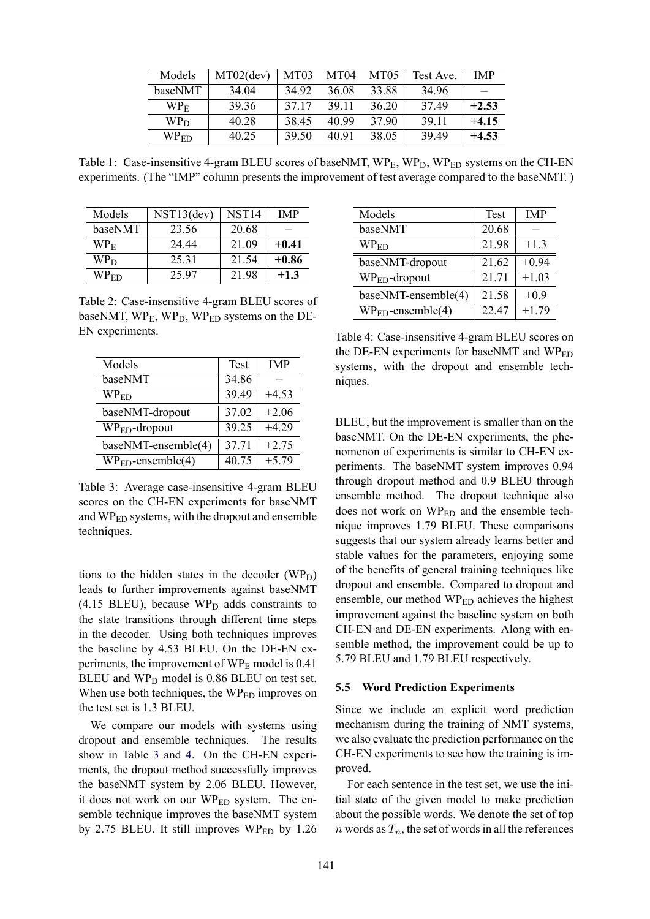| Models | MT02(dev) | MT03 | MT04 | MT05 | Test Ave. | IMP |
|---|---|---|---|---|---|---|
| baseNMT | 34.04 | 34.92 | 36.08 | 33.88 | 34.96 | – |
| $\text{WP}_\text{E}$ | 39.36 | 37.17 | 39.11 | 36.20 | 37.49 | **+2.53** |
| $\text{WP}_\text{D}$ | 40.28 | 38.45 | 40.99 | 37.90 | 39.11 | **+4.15** |
| $\text{WP}_\text{ED}$ | 40.25 | 39.50 | 40.91 | 38.05 | 39.49 | **+4.53** |

Table 1: Case-insensitive 4-gram BLEU scores of baseNMT, $\text{WP}_\text{E}$, $\text{WP}_\text{D}$, $\text{WP}_\text{ED}$ systems on the CH-EN experiments. (The "IMP" column presents the improvement of test average compared to the baseNMT. )

| Models | NST13(dev) | NST14 | IMP |
|---|---|---|---|
| baseNMT | 23.56 | 20.68 | – |
| $\text{WP}_\text{E}$ | 24.44 | 21.09 | **+0.41** |
| $\text{WP}_\text{D}$ | 25.31 | 21.54 | **+0.86** |
| $\text{WP}_\text{ED}$ | 25.97 | 21.98 | **+1.3** |

Table 2: Case-insensitive 4-gram BLEU scores of baseNMT, $\text{WP}_\text{E}$, $\text{WP}_\text{D}$, $\text{WP}_\text{ED}$ systems on the DE-EN experiments.

| Models | Test | IMP |
|---|---|---|
| baseNMT | 34.86 | – |
| $\text{WP}_\text{ED}$ | 39.49 | +4.53 |
| baseNMT-dropout | 37.02 | +2.06 |
| $\text{WP}_\text{ED}$-dropout | 39.25 | +4.29 |
| baseNMT-ensemble(4) | 37.71 | +2.75 |
| $\text{WP}_\text{ED}$-ensemble(4) | 40.75 | +5.79 |

Table 3: Average case-insensitive 4-gram BLEU scores on the CH-EN experiments for baseNMT and $\text{WP}_\text{ED}$ systems, with the dropout and ensemble techniques.

| Models | Test | IMP |
|---|---|---|
| baseNMT | 20.68 | – |
| $\text{WP}_\text{ED}$ | 21.98 | +1.3 |
| baseNMT-dropout | 21.62 | +0.94 |
| $\text{WP}_\text{ED}$-dropout | 21.71 | +1.03 |
| baseNMT-ensemble(4) | 21.58 | +0.9 |
| $\text{WP}_\text{ED}$-ensemble(4) | 22.47 | +1.79 |

Table 4: Case-insensitive 4-gram BLEU scores on the DE-EN experiments for baseNMT and $\text{WP}_\text{ED}$ systems, with the dropout and ensemble techniques.

tions to the hidden states in the decoder ($\text{WP}_\text{D}$) leads to further improvements against baseNMT (4.15 BLEU), because $\text{WP}_\text{D}$ adds constraints to the state transitions through different time steps in the decoder. Using both techniques improves the baseline by 4.53 BLEU. On the DE-EN experiments, the improvement of $\text{WP}_\text{E}$ model is 0.41 BLEU and $\text{WP}_\text{D}$ model is 0.86 BLEU on test set. When use both techniques, the $\text{WP}_\text{ED}$ improves on the test set is 1.3 BLEU.

We compare our models with systems using dropout and ensemble techniques. The results show in Table 3 and 4. On the CH-EN experiments, the dropout method successfully improves the baseNMT system by 2.06 BLEU. However, it does not work on our $\text{WP}_\text{ED}$ system. The ensemble technique improves the baseNMT system by 2.75 BLEU. It still improves $\text{WP}_\text{ED}$ by 1.26 BLEU, but the improvement is smaller than on the baseNMT. On the DE-EN experiments, the phenomenon of experiments is similar to CH-EN experiments. The baseNMT system improves 0.94 through dropout method and 0.9 BLEU through ensemble method. The dropout technique also does not work on $\text{WP}_\text{ED}$ and the ensemble technique improves 1.79 BLEU. These comparisons suggests that our system already learns better and stable values for the parameters, enjoying some of the benefits of general training techniques like dropout and ensemble. Compared to dropout and ensemble, our method $\text{WP}_\text{ED}$ achieves the highest improvement against the baseline system on both CH-EN and DE-EN experiments. Along with ensemble method, the improvement could be up to 5.79 BLEU and 1.79 BLEU respectively.

### 5.5 Word Prediction Experiments

Since we include an explicit word prediction mechanism during the training of NMT systems, we also evaluate the prediction performance on the CH-EN experiments to see how the training is improved.

For each sentence in the test set, we use the initial state of the given model to make prediction about the possible words. We denote the set of top $n$ words as $T_n$, the set of words in all the references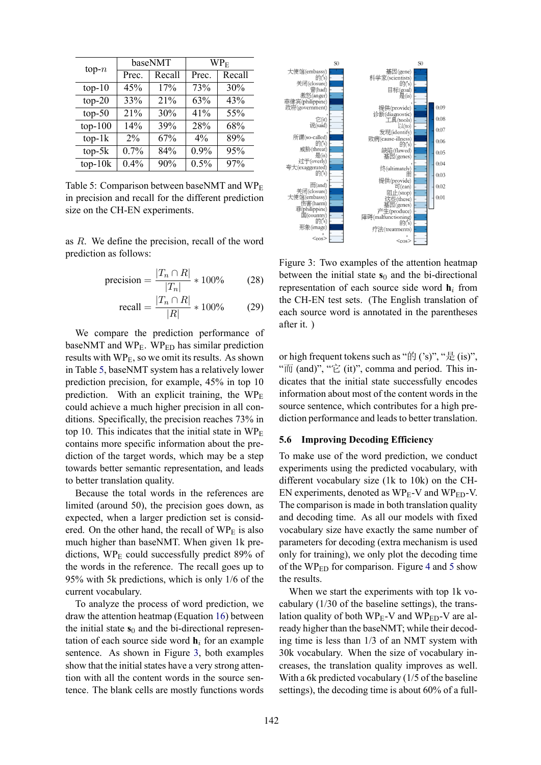| top-$n$ | baseNMT | | $\text{WP}_\text{E}$ | |
|---|---|---|---|---|
| | Prec. | Recall | Prec. | Recall |
| top-10 | 45% | 17% | 73% | 30% |
| top-20 | 33% | 21% | 63% | 43% |
| top-50 | 21% | 30% | 41% | 55% |
| top-100 | 14% | 39% | 28% | 68% |
| top-1k | 2% | 67% | 4% | 89% |
| top-5k | 0.7% | 84% | 0.9% | 95% |
| top-10k | 0.4% | 90% | 0.5% | 97% |

Table 5: Comparison between baseNMT and $\text{WP}_\text{E}$ in precision and recall for the different prediction size on the CH-EN experiments.

as $R$. We define the precision, recall of the word prediction as follows:

$$\text{precision} = \frac{|T_n \cap R|}{|T_n|} * 100\% \tag{28}$$

$$\text{recall} = \frac{|T_n \cap R|}{|R|} * 100\% \tag{29}$$

We compare the prediction performance of baseNMT and $\text{WP}_\text{E}$. $\text{WP}_\text{ED}$ has similar prediction results with $\text{WP}_\text{E}$, so we omit its results. As shown in Table 5, baseNMT system has a relatively lower prediction precision, for example, 45% in top 10 prediction. With an explicit training, the $\text{WP}_\text{E}$ could achieve a much higher precision in all conditions. Specifically, the precision reaches 73% in top 10. This indicates that the initial state in $\text{WP}_\text{E}$ contains more specific information about the prediction of the target words, which may be a step towards better semantic representation, and leads to better translation quality.

Because the total words in the references are limited (around 50), the precision goes down, as expected, when a larger prediction set is considered. On the other hand, the recall of $\text{WP}_\text{E}$ is also much higher than baseNMT. When given 1k predictions, $\text{WP}_\text{E}$ could successfully predict 89% of the words in the reference. The recall goes up to 95% with 5k predictions, which is only 1/6 of the current vocabulary.

To analyze the process of word prediction, we draw the attention heatmap (Equation 16) between the initial state $\mathbf{s}_0$ and the bi-directional representation of each source side word $\mathbf{h}_i$ for an example sentence. As shown in Figure 3, both examples show that the initial states have a very strong attention with all the content words in the source sentence. The blank cells are mostly functions words or high frequent tokens such as "的 ('s)", "是 (is)", "而 (and)", "它 (it)", comma and period. This indicates that the initial state successfully encodes information about most of the content words in the source sentence, which contributes for a high prediction performance and leads to better translation.

Figure 3: Two examples of the attention heatmap between the initial state $\mathbf{s}_0$ and the bi-directional representation of each source side word $\mathbf{h}_i$ from the CH-EN test sets. (The English translation of each source word is annotated in the parentheses after it.)

## 5.6 Improving Decoding Efficiency

To make use of the word prediction, we conduct experiments using the predicted vocabulary, with different vocabulary size (1k to 10k) on the CH-EN experiments, denoted as $\text{WP}_\text{E}$-V and $\text{WP}_\text{ED}$-V. The comparison is made in both translation quality and decoding time. As all our models with fixed vocabulary size have exactly the same number of parameters for decoding (extra mechanism is used only for training), we only plot the decoding time of the $\text{WP}_\text{ED}$ for comparison. Figure 4 and 5 show the results.

When we start the experiments with top 1k vocabulary (1/30 of the baseline settings), the translation quality of both $\text{WP}_\text{E}$-V and $\text{WP}_\text{ED}$-V are already higher than the baseNMT; while their decoding time is less than 1/3 of an NMT system with 30k vocabulary. When the size of vocabulary increases, the translation quality improves as well. With a 6k predicted vocabulary (1/5 of the baseline settings), the decoding time is about 60% of a full-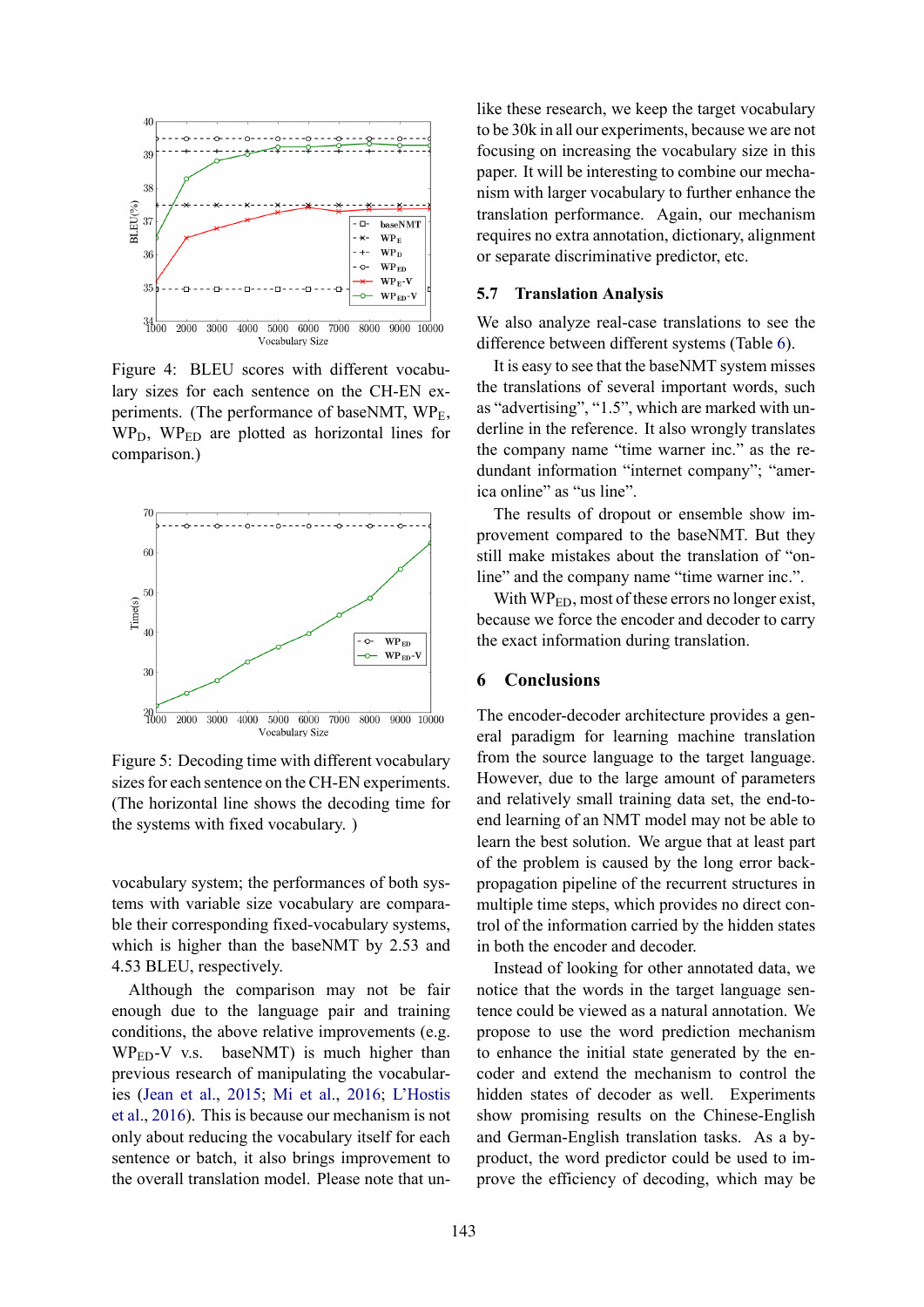Figure 4: BLEU scores with different vocabulary sizes for each sentence on the CH-EN experiments. (The performance of baseNMT, $WP_E$, $WP_D$, $WP_{ED}$ are plotted as horizontal lines for comparison.)

Figure 5: Decoding time with different vocabulary sizes for each sentence on the CH-EN experiments. (The horizontal line shows the decoding time for the systems with fixed vocabulary. )

vocabulary system; the performances of both systems with variable size vocabulary are comparable their corresponding fixed-vocabulary systems, which is higher than the baseNMT by 2.53 and 4.53 BLEU, respectively.

Although the comparison may not be fair enough due to the language pair and training conditions, the above relative improvements (e.g. $WP_{ED}$-V v.s. baseNMT) is much higher than previous research of manipulating the vocabularies (Jean et al., 2015; Mi et al., 2016; L'Hostis et al., 2016). This is because our mechanism is not only about reducing the vocabulary itself for each sentence or batch, it also brings improvement to the overall translation model. Please note that unlike these research, we keep the target vocabulary to be 30k in all our experiments, because we are not focusing on increasing the vocabulary size in this paper. It will be interesting to combine our mechanism with larger vocabulary to further enhance the translation performance. Again, our mechanism requires no extra annotation, dictionary, alignment or separate discriminative predictor, etc.

### 5.7 Translation Analysis

We also analyze real-case translations to see the difference between different systems (Table 6).

It is easy to see that the baseNMT system misses the translations of several important words, such as "advertising", "1.5", which are marked with underline in the reference. It also wrongly translates the company name "time warner inc." as the redundant information "internet company"; "america online" as "us line".

The results of dropout or ensemble show improvement compared to the baseNMT. But they still make mistakes about the translation of "online" and the company name "time warner inc.".

With $WP_{ED}$, most of these errors no longer exist, because we force the encoder and decoder to carry the exact information during translation.

## 6 Conclusions

The encoder-decoder architecture provides a general paradigm for learning machine translation from the source language to the target language. However, due to the large amount of parameters and relatively small training data set, the end-to-end learning of an NMT model may not be able to learn the best solution. We argue that at least part of the problem is caused by the long error back-propagation pipeline of the recurrent structures in multiple time steps, which provides no direct control of the information carried by the hidden states in both the encoder and decoder.

Instead of looking for other annotated data, we notice that the words in the target language sentence could be viewed as a natural annotation. We propose to use the word prediction mechanism to enhance the initial state generated by the encoder and extend the mechanism to control the hidden states of decoder as well. Experiments show promising results on the Chinese-English and German-English translation tasks. As a by-product, the word predictor could be used to improve the efficiency of decoding, which may be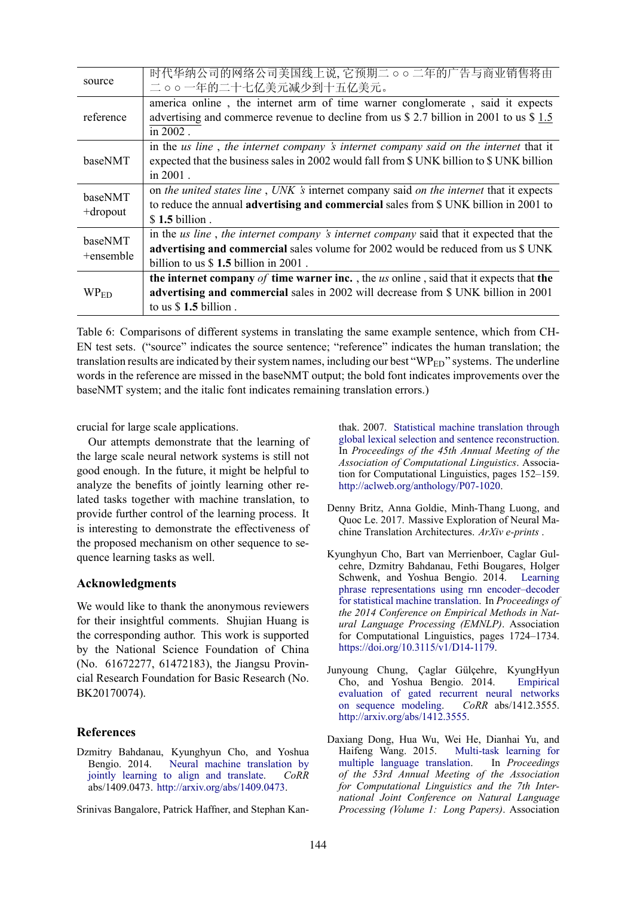| source | 时代华纳公司的网络公司美国线上说, 它预期二 ○ ○ 二年的广告与商业销售将由二 ○ ○ 一年的二十七亿美元减少到十五亿美元。 |
|---|---|
| reference | america online , the internet arm of time warner conglomerate , said it expects advertising and commerce revenue to decline from us $ 2.7 billion in 2001 to us $ 1.5 in 2002 . |
| baseNMT | in the *us line* , *the internet company 's internet company said on the internet* that it expected that the business sales in 2002 would fall from $ UNK billion to $ UNK billion in 2001 . |
| baseNMT +dropout | on *the united states line* , *UNK 's* internet company said *on the internet* that it expects to reduce the annual **advertising and commercial** sales from $ UNK billion in 2001 to $ **1.5** billion . |
| baseNMT +ensemble | in the *us line* , *the internet company 's internet company* said that it expected that the **advertising and commercial** sales volume for 2002 would be reduced from us $ UNK billion to us $ **1.5** billion in 2001 . |
| $\text{WP}_{\text{ED}}$ | **the internet company** *of* **time warner inc.** , the *us* online , said that it expects that **the advertising and commercial** sales in 2002 will decrease from $ UNK billion in 2001 to us $ **1.5** billion . |

Table 6: Comparisons of different systems in translating the same example sentence, which from CH-EN test sets. ("source" indicates the source sentence; "reference" indicates the human translation; the translation results are indicated by their system names, including our best "$\text{WP}_{\text{ED}}$" systems. The underline words in the reference are missed in the baseNMT output; the bold font indicates improvements over the baseNMT system; and the italic font indicates remaining translation errors.)

crucial for large scale applications.

Our attempts demonstrate that the learning of the large scale neural network systems is still not good enough. In the future, it might be helpful to analyze the benefits of jointly learning other related tasks together with machine translation, to provide further control of the learning process. It is interesting to demonstrate the effectiveness of the proposed mechanism on other sequence to sequence learning tasks as well.

## Acknowledgments

We would like to thank the anonymous reviewers for their insightful comments. Shujian Huang is the corresponding author. This work is supported by the National Science Foundation of China (No. 61672277, 61472183), the Jiangsu Provincial Research Foundation for Basic Research (No. BK20170074).

## References

Dzmitry Bahdanau, Kyunghyun Cho, and Yoshua Bengio. 2014. Neural machine translation by jointly learning to align and translate. *CoRR* abs/1409.0473. http://arxiv.org/abs/1409.0473.

Srinivas Bangalore, Patrick Haffner, and Stephan Kanthak. 2007. Statistical machine translation through global lexical selection and sentence reconstruction. In *Proceedings of the 45th Annual Meeting of the Association of Computational Linguistics*. Association for Computational Linguistics, pages 152–159. http://aclweb.org/anthology/P07-1020.

Denny Britz, Anna Goldie, Minh-Thang Luong, and Quoc Le. 2017. Massive Exploration of Neural Machine Translation Architectures. *ArXiv e-prints* .

Kyunghyun Cho, Bart van Merrienboer, Caglar Gulcehre, Dzmitry Bahdanau, Fethi Bougares, Holger Schwenk, and Yoshua Bengio. 2014. Learning phrase representations using rnn encoder–decoder for statistical machine translation. In *Proceedings of the 2014 Conference on Empirical Methods in Natural Language Processing (EMNLP)*. Association for Computational Linguistics, pages 1724–1734. https://doi.org/10.3115/v1/D14-1179.

Junyoung Chung, Çaglar Gülçehre, KyungHyun Cho, and Yoshua Bengio. 2014. Empirical evaluation of gated recurrent neural networks on sequence modeling. *CoRR* abs/1412.3555. http://arxiv.org/abs/1412.3555.

Daxiang Dong, Hua Wu, Wei He, Dianhai Yu, and Haifeng Wang. 2015. Multi-task learning for multiple language translation. In *Proceedings of the 53rd Annual Meeting of the Association for Computational Linguistics and the 7th International Joint Conference on Natural Language Processing (Volume 1: Long Papers)*. Association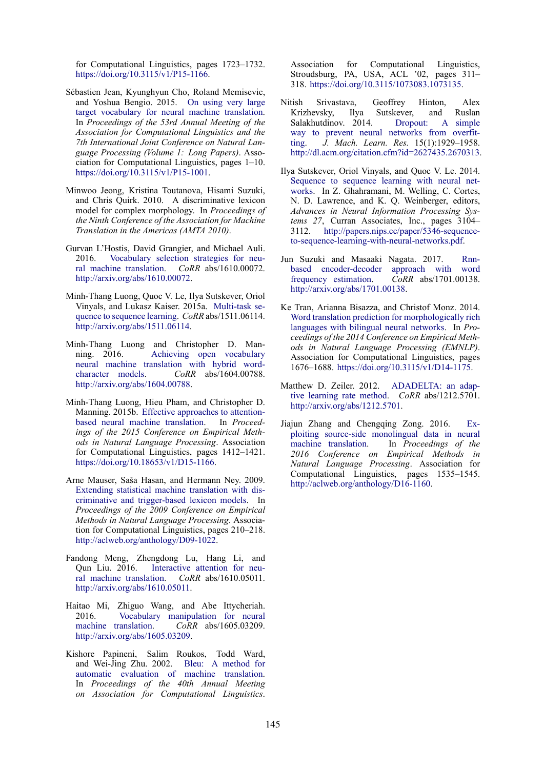for Computational Linguistics, pages 1723–1732. https://doi.org/10.3115/v1/P15-1166.

Sébastien Jean, Kyunghyun Cho, Roland Memisevic, and Yoshua Bengio. 2015. On using very large target vocabulary for neural machine translation. In *Proceedings of the 53rd Annual Meeting of the Association for Computational Linguistics and the 7th International Joint Conference on Natural Language Processing (Volume 1: Long Papers)*. Association for Computational Linguistics, pages 1–10. https://doi.org/10.3115/v1/P15-1001.

Minwoo Jeong, Kristina Toutanova, Hisami Suzuki, and Chris Quirk. 2010. A discriminative lexicon model for complex morphology. In *Proceedings of the Ninth Conference of the Association for Machine Translation in the Americas (AMTA 2010)*.

Gurvan L'Hostis, David Grangier, and Michael Auli. 2016. Vocabulary selection strategies for neural machine translation. *CoRR* abs/1610.00072. http://arxiv.org/abs/1610.00072.

Minh-Thang Luong, Quoc V. Le, Ilya Sutskever, Oriol Vinyals, and Lukasz Kaiser. 2015a. Multi-task sequence to sequence learning. *CoRR* abs/1511.06114. http://arxiv.org/abs/1511.06114.

Minh-Thang Luong and Christopher D. Manning. 2016. Achieving open vocabulary neural machine translation with hybrid word-character models. *CoRR* abs/1604.00788. http://arxiv.org/abs/1604.00788.

Minh-Thang Luong, Hieu Pham, and Christopher D. Manning. 2015b. Effective approaches to attention-based neural machine translation. In *Proceedings of the 2015 Conference on Empirical Methods in Natural Language Processing*. Association for Computational Linguistics, pages 1412–1421. https://doi.org/10.18653/v1/D15-1166.

Arne Mauser, Saša Hasan, and Hermann Ney. 2009. Extending statistical machine translation with discriminative and trigger-based lexicon models. In *Proceedings of the 2009 Conference on Empirical Methods in Natural Language Processing*. Association for Computational Linguistics, pages 210–218. http://aclweb.org/anthology/D09-1022.

Fandong Meng, Zhengdong Lu, Hang Li, and Qun Liu. 2016. Interactive attention for neural machine translation. *CoRR* abs/1610.05011. http://arxiv.org/abs/1610.05011.

Haitao Mi, Zhiguo Wang, and Abe Ittycheriah. 2016. Vocabulary manipulation for neural machine translation. *CoRR* abs/1605.03209. http://arxiv.org/abs/1605.03209.

Kishore Papineni, Salim Roukos, Todd Ward, and Wei-Jing Zhu. 2002. Bleu: A method for automatic evaluation of machine translation. In *Proceedings of the 40th Annual Meeting on Association for Computational Linguistics*. Association for Computational Linguistics, Stroudsburg, PA, USA, ACL '02, pages 311–318. https://doi.org/10.3115/1073083.1073135.

Nitish Srivastava, Geoffrey Hinton, Alex Krizhevsky, Ilya Sutskever, and Ruslan Salakhutdinov. 2014. Dropout: A simple way to prevent neural networks from overfitting. *J. Mach. Learn. Res.* 15(1):1929–1958. http://dl.acm.org/citation.cfm?id=2627435.2670313.

Ilya Sutskever, Oriol Vinyals, and Quoc V. Le. 2014. Sequence to sequence learning with neural networks. In Z. Ghahramani, M. Welling, C. Cortes, N. D. Lawrence, and K. Q. Weinberger, editors, *Advances in Neural Information Processing Systems 27*, Curran Associates, Inc., pages 3104–3112. http://papers.nips.cc/paper/5346-sequence-to-sequence-learning-with-neural-networks.pdf.

Jun Suzuki and Masaaki Nagata. 2017. Rnn-based encoder-decoder approach with word frequency estimation. *CoRR* abs/1701.00138. http://arxiv.org/abs/1701.00138.

Ke Tran, Arianna Bisazza, and Christof Monz. 2014. Word translation prediction for morphologically rich languages with bilingual neural networks. In *Proceedings of the 2014 Conference on Empirical Methods in Natural Language Processing (EMNLP)*. Association for Computational Linguistics, pages 1676–1688. https://doi.org/10.3115/v1/D14-1175.

Matthew D. Zeiler. 2012. ADADELTA: an adaptive learning rate method. *CoRR* abs/1212.5701. http://arxiv.org/abs/1212.5701.

Jiajun Zhang and Chengqing Zong. 2016. Exploiting source-side monolingual data in neural machine translation. In *Proceedings of the 2016 Conference on Empirical Methods in Natural Language Processing*. Association for Computational Linguistics, pages 1535–1545. http://aclweb.org/anthology/D16-1160.